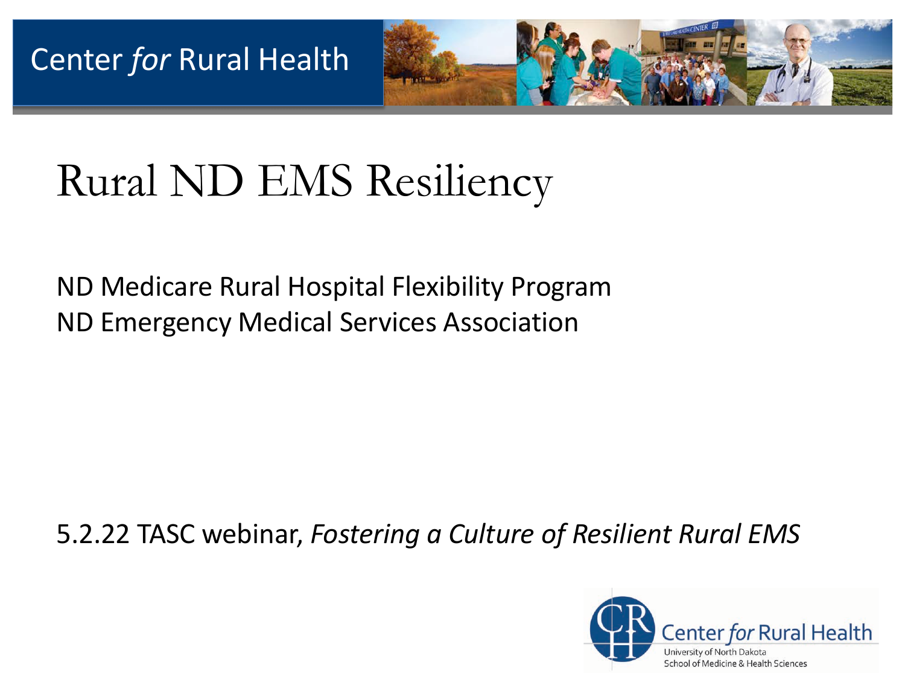Center *for* Rural Health

# Rural ND EMS Resiliency

ND Medicare Rural Hospital Flexibility Program
ND Emergency Medical Services Association

5.2.22 TASC webinar, *Fostering a Culture of Resilient Rural EMS*

Center *for* Rural Health
University of North Dakota
School of Medicine & Health Sciences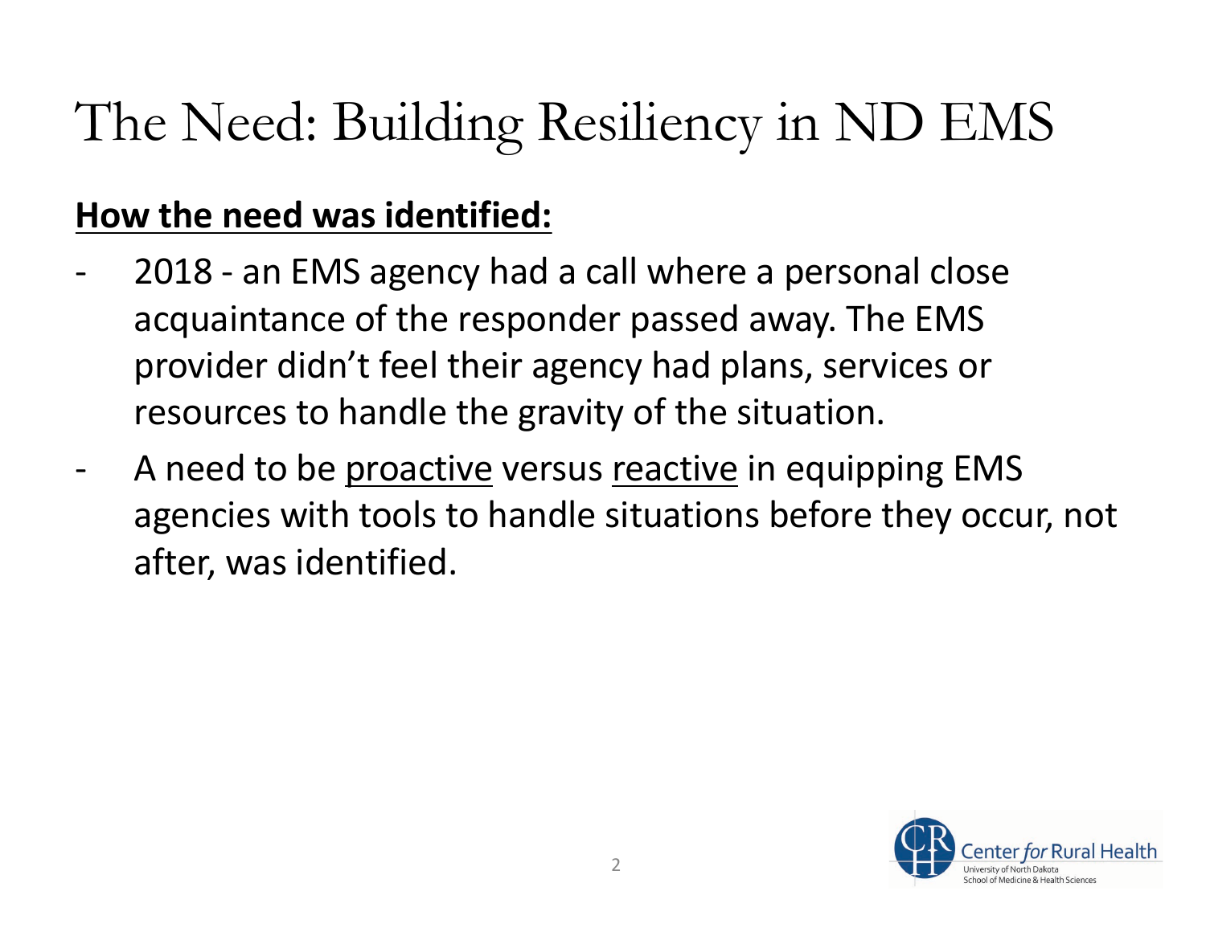# The Need: Building Resiliency in ND EMS

**How the need was identified:**

- 2018 - an EMS agency had a call where a personal close acquaintance of the responder passed away. The EMS provider didn't feel their agency had plans, services or resources to handle the gravity of the situation.
- A need to be proactive versus reactive in equipping EMS agencies with tools to handle situations before they occur, not after, was identified.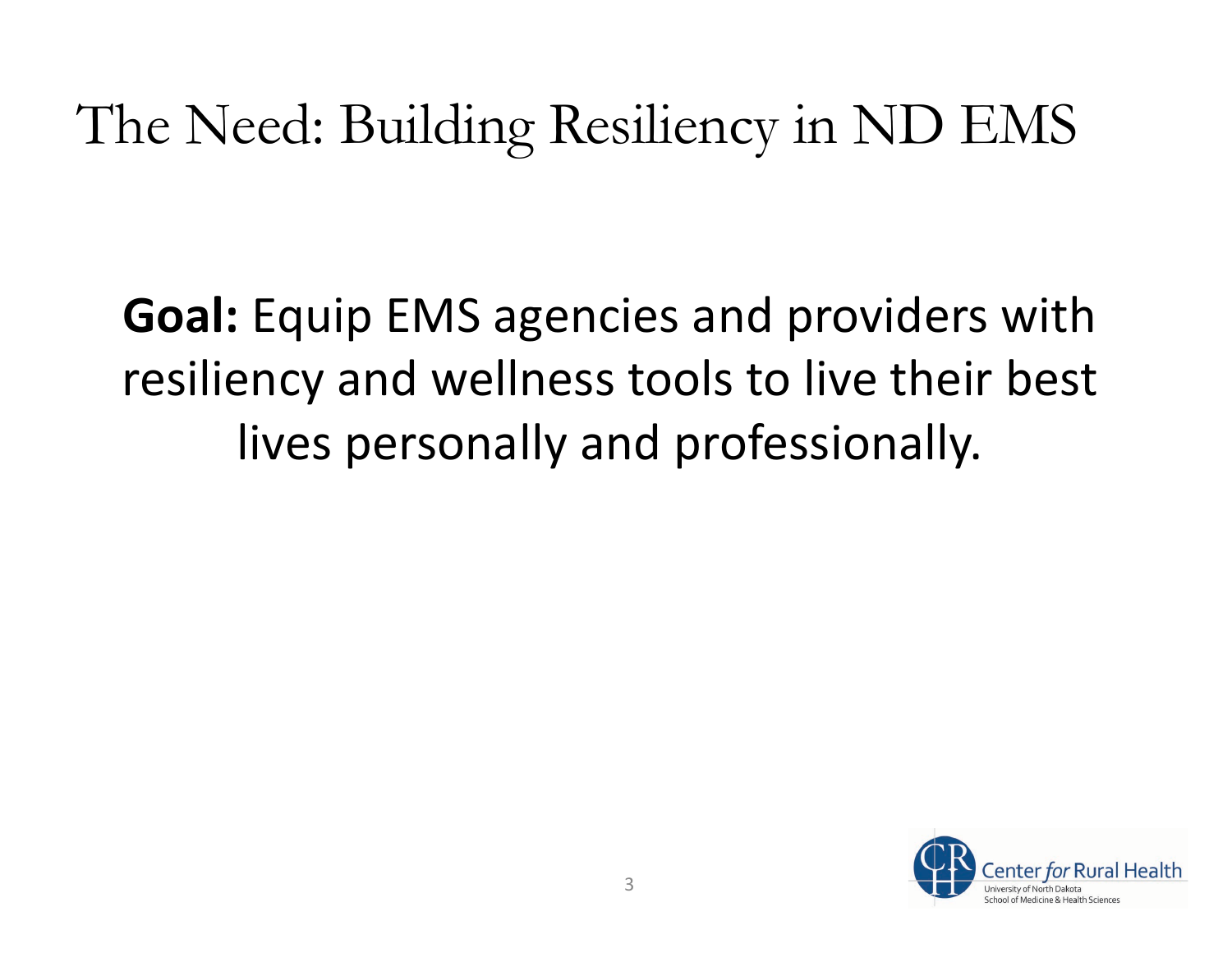# The Need: Building Resiliency in ND EMS

**Goal:** Equip EMS agencies and providers with resiliency and wellness tools to live their best lives personally and professionally.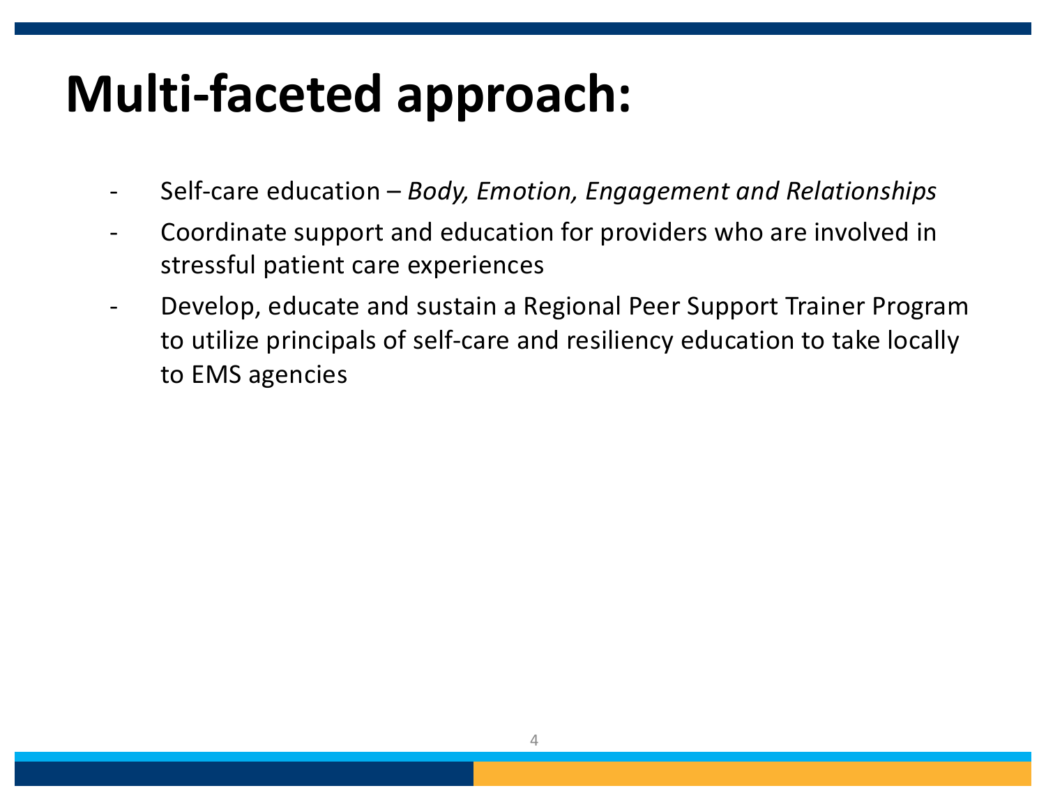# Multi-faceted approach:

- Self-care education – *Body, Emotion, Engagement and Relationships*
- Coordinate support and education for providers who are involved in stressful patient care experiences
- Develop, educate and sustain a Regional Peer Support Trainer Program to utilize principals of self-care and resiliency education to take locally to EMS agencies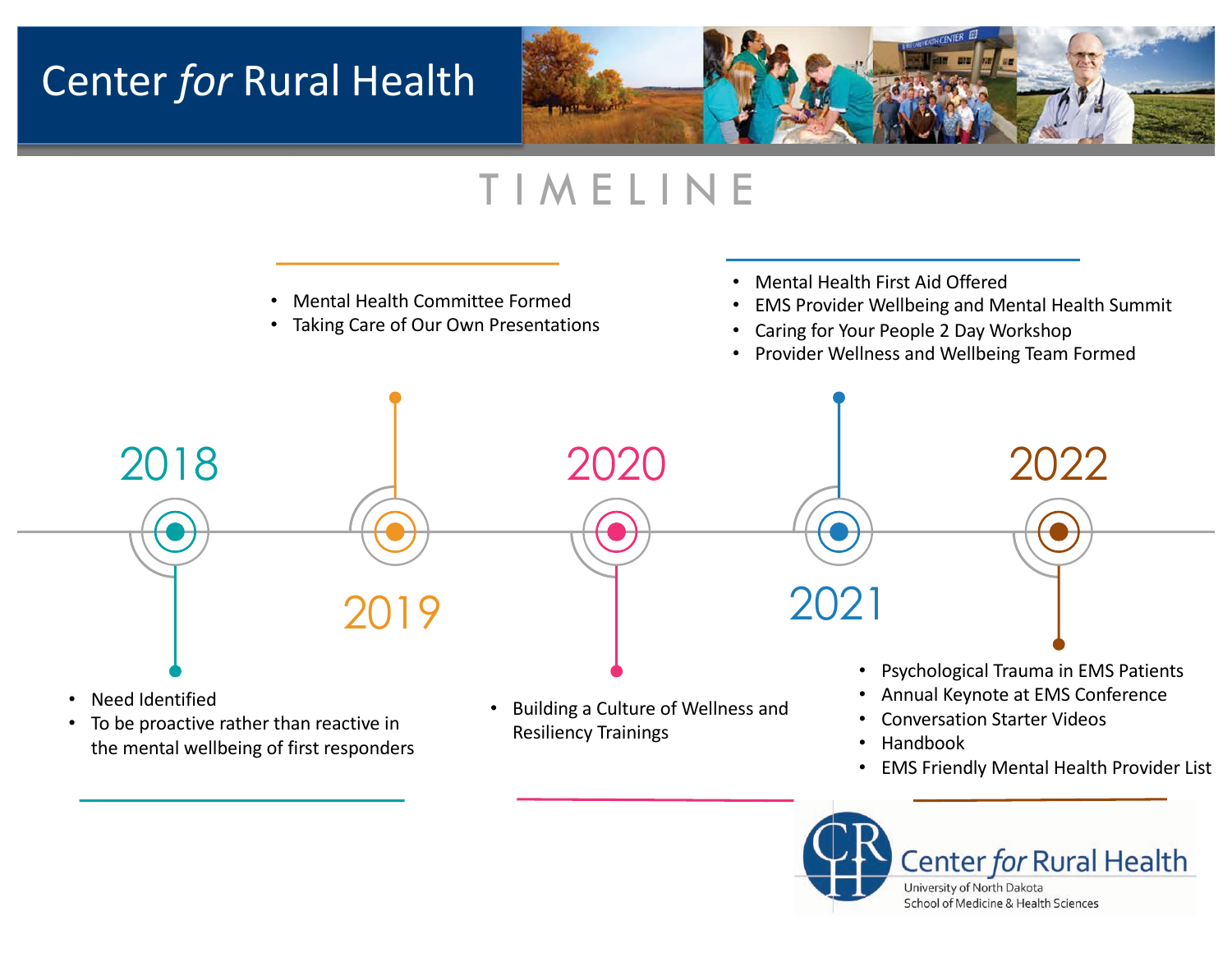# Center *for* Rural Health

## TIMELINE

### 2018

- Need Identified
- To be proactive rather than reactive in the mental wellbeing of first responders

### 2019

- Mental Health Committee Formed
- Taking Care of Our Own Presentations

### 2020

- Building a Culture of Wellness and Resiliency Trainings

### 2021

- Mental Health First Aid Offered
- EMS Provider Wellbeing and Mental Health Summit
- Caring for Your People 2 Day Workshop
- Provider Wellness and Wellbeing Team Formed

### 2022

- Psychological Trauma in EMS Patients
- Annual Keynote at EMS Conference
- Conversation Starter Videos
- Handbook
- EMS Friendly Mental Health Provider List

Center *for* Rural Health
University of North Dakota
School of Medicine & Health Sciences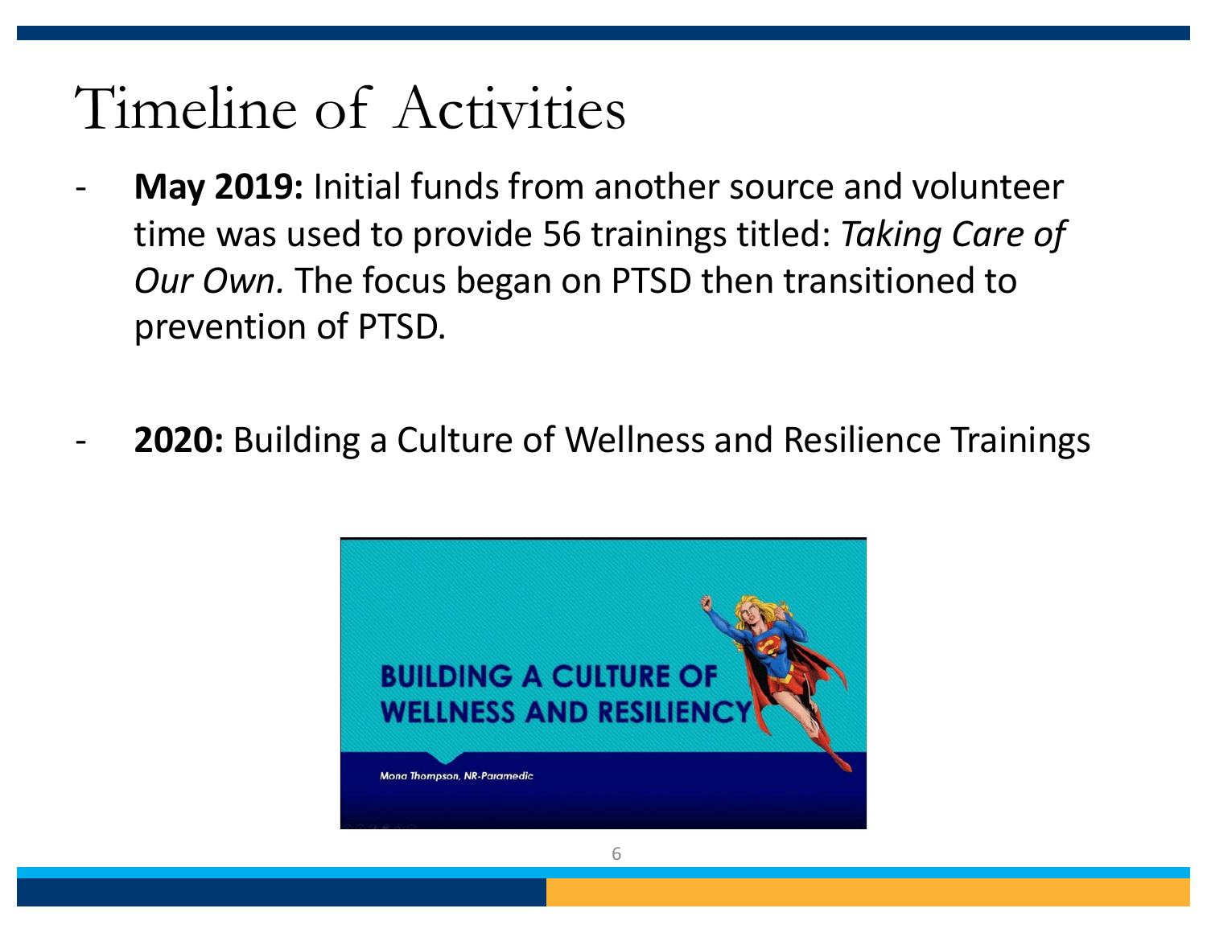# Timeline of Activities

- **May 2019:** Initial funds from another source and volunteer time was used to provide 56 trainings titled: *Taking Care of Our Own.* The focus began on PTSD then transitioned to prevention of PTSD.

- **2020:** Building a Culture of Wellness and Resilience Trainings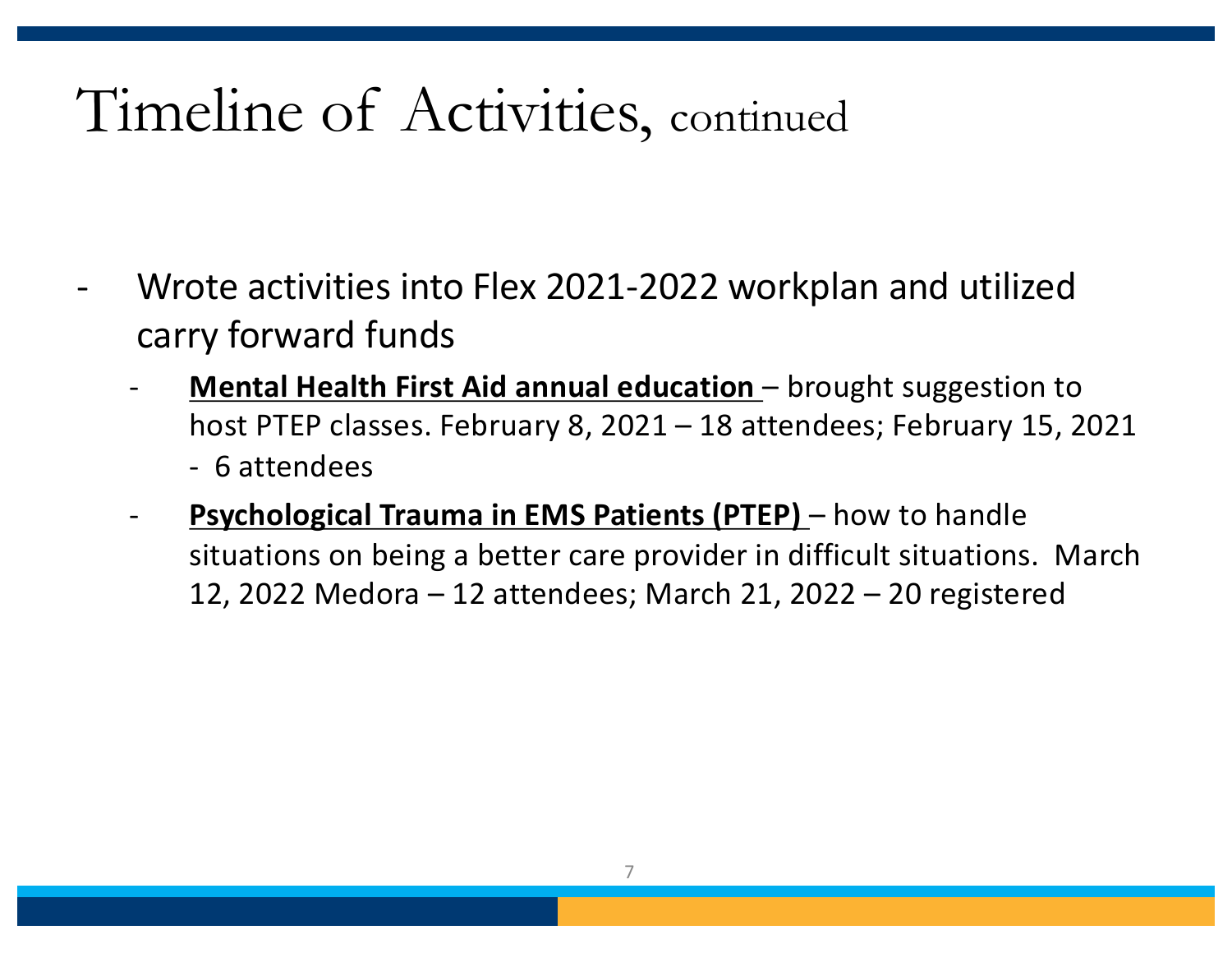# Timeline of Activities, continued

- Wrote activities into Flex 2021-2022 workplan and utilized carry forward funds
  - **Mental Health First Aid annual education** – brought suggestion to host PTEP classes. February 8, 2021 – 18 attendees; February 15, 2021 - 6 attendees
  - **Psychological Trauma in EMS Patients (PTEP)** – how to handle situations on being a better care provider in difficult situations. March 12, 2022 Medora – 12 attendees; March 21, 2022 – 20 registered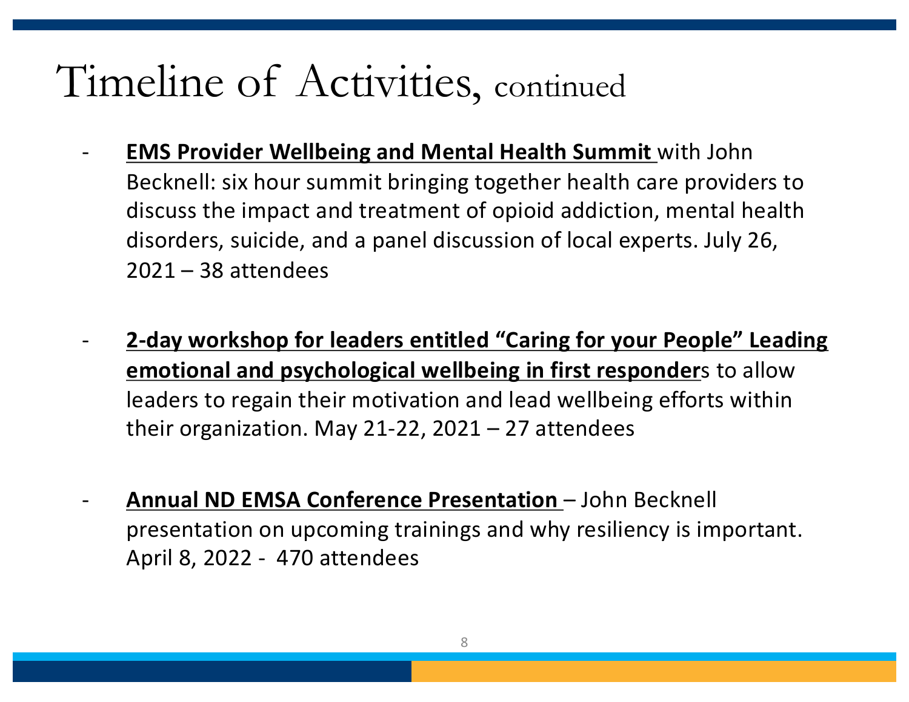# Timeline of Activities, continued

- **<u>EMS Provider Wellbeing and Mental Health Summit</u>** with John Becknell: six hour summit bringing together health care providers to discuss the impact and treatment of opioid addiction, mental health disorders, suicide, and a panel discussion of local experts. July 26, 2021 – 38 attendees

- **<u>2-day workshop for leaders entitled "Caring for your People" Leading emotional and psychological wellbeing in first responder</u>**s to allow leaders to regain their motivation and lead wellbeing efforts within their organization. May 21-22, 2021 – 27 attendees

- **<u>Annual ND EMSA Conference Presentation</u>** – John Becknell presentation on upcoming trainings and why resiliency is important. April 8, 2022 - 470 attendees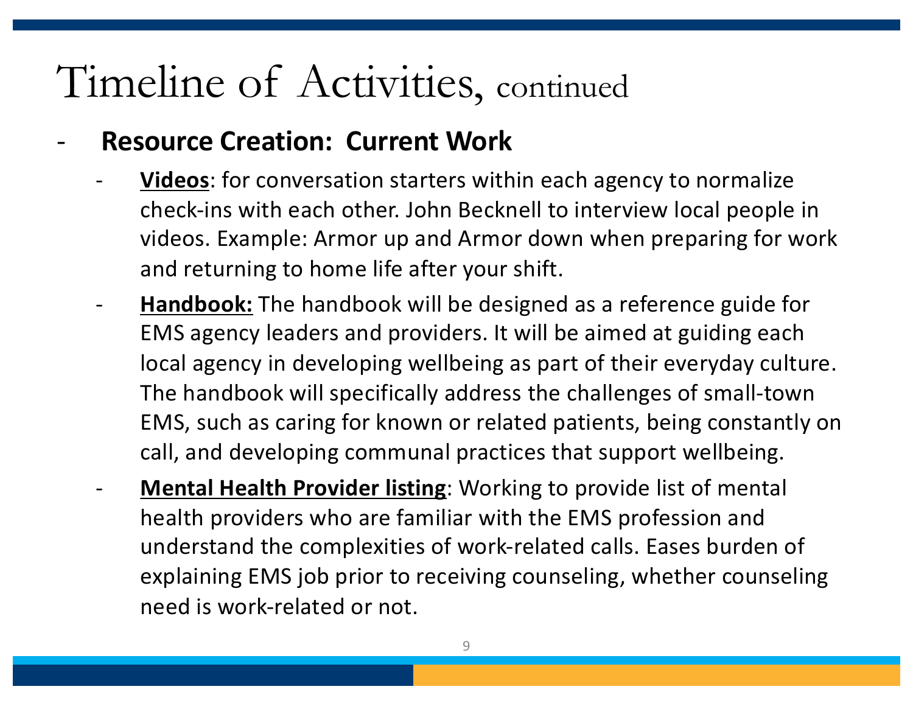# Timeline of Activities, continued

- **Resource Creation: Current Work**
  - **Videos**: for conversation starters within each agency to normalize check-ins with each other. John Becknell to interview local people in videos. Example: Armor up and Armor down when preparing for work and returning to home life after your shift.
  - **Handbook:** The handbook will be designed as a reference guide for EMS agency leaders and providers. It will be aimed at guiding each local agency in developing wellbeing as part of their everyday culture. The handbook will specifically address the challenges of small-town EMS, such as caring for known or related patients, being constantly on call, and developing communal practices that support wellbeing.
  - **Mental Health Provider listing**: Working to provide list of mental health providers who are familiar with the EMS profession and understand the complexities of work-related calls. Eases burden of explaining EMS job prior to receiving counseling, whether counseling need is work-related or not.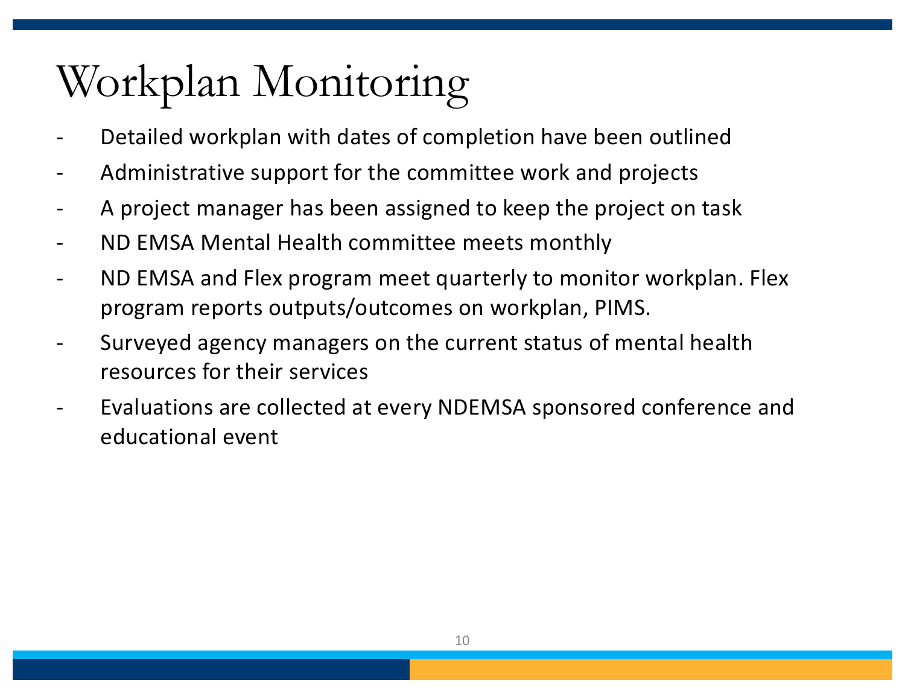# Workplan Monitoring

- Detailed workplan with dates of completion have been outlined
- Administrative support for the committee work and projects
- A project manager has been assigned to keep the project on task
- ND EMSA Mental Health committee meets monthly
- ND EMSA and Flex program meet quarterly to monitor workplan. Flex program reports outputs/outcomes on workplan, PIMS.
- Surveyed agency managers on the current status of mental health resources for their services
- Evaluations are collected at every NDEMSA sponsored conference and educational event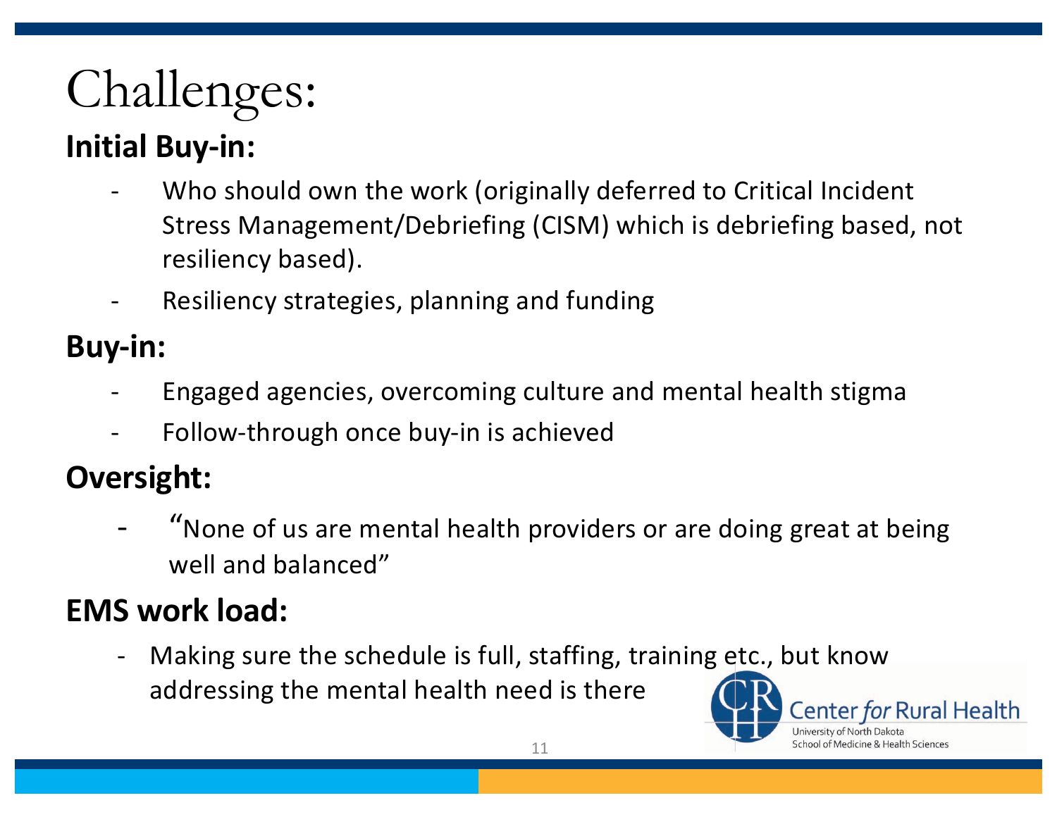# Challenges:

## Initial Buy-in:

- Who should own the work (originally deferred to Critical Incident Stress Management/Debriefing (CISM) which is debriefing based, not resiliency based).
- Resiliency strategies, planning and funding

## Buy-in:

- Engaged agencies, overcoming culture and mental health stigma
- Follow-through once buy-in is achieved

## Oversight:

- "None of us are mental health providers or are doing great at being well and balanced"

## EMS work load:

- Making sure the schedule is full, staffing, training etc., but know addressing the mental health need is there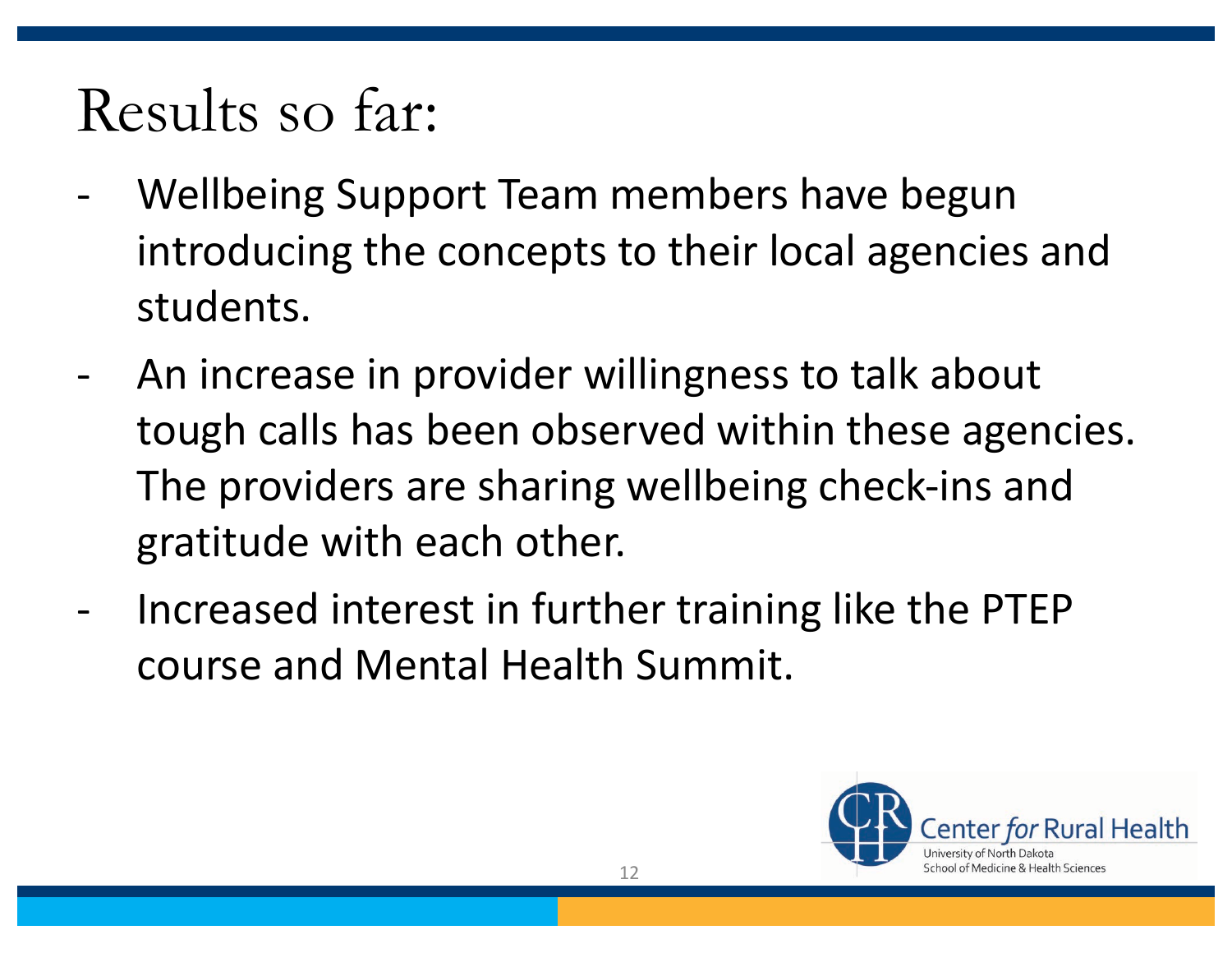# Results so far:

- Wellbeing Support Team members have begun introducing the concepts to their local agencies and students.
- An increase in provider willingness to talk about tough calls has been observed within these agencies. The providers are sharing wellbeing check-ins and gratitude with each other.
- Increased interest in further training like the PTEP course and Mental Health Summit.

Center *for* Rural Health
University of North Dakota
School of Medicine & Health Sciences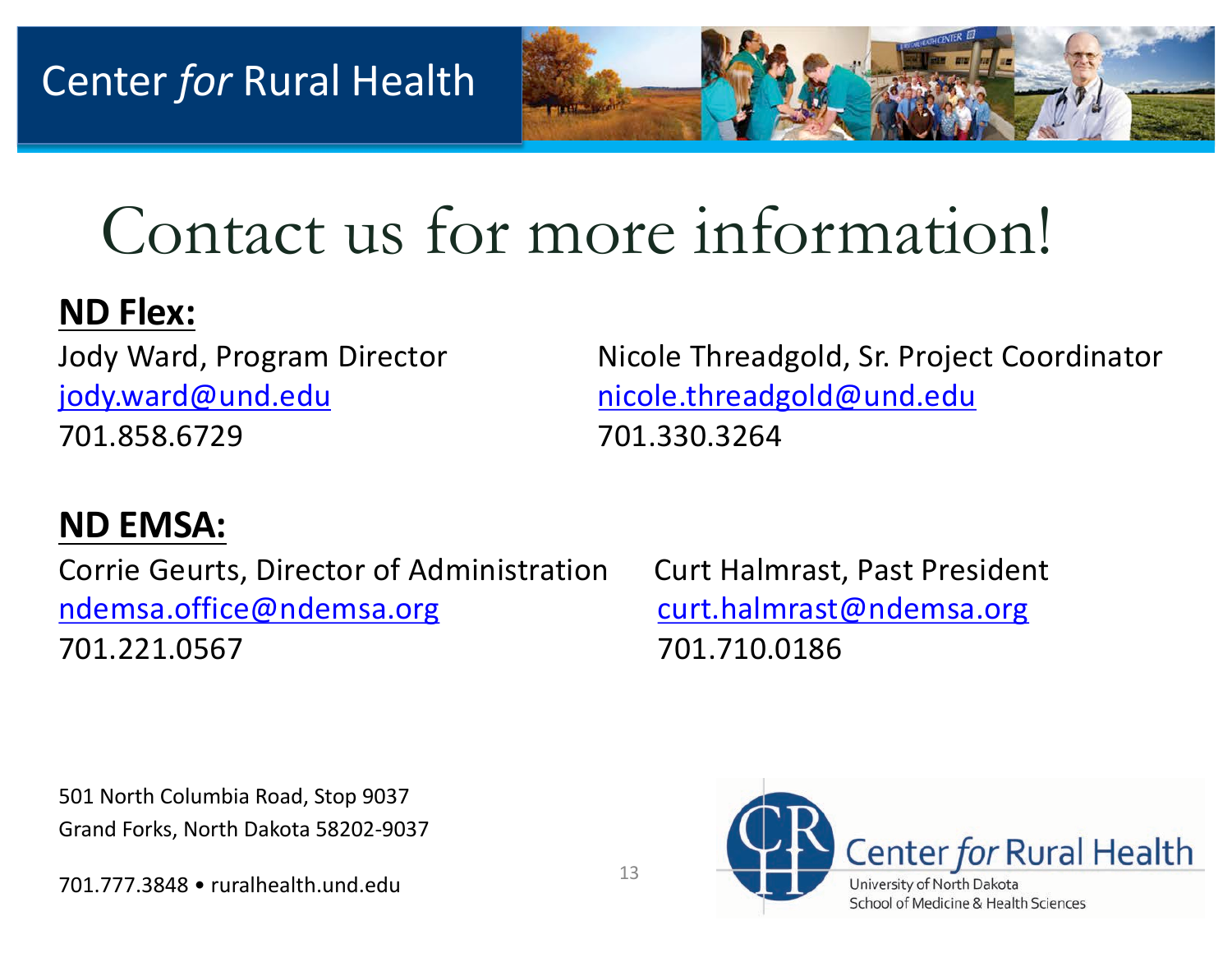Center *for* Rural Health

# Contact us for more information!

## ND Flex:

Jody Ward, Program Director
jody.ward@und.edu
701.858.6729

Nicole Threadgold, Sr. Project Coordinator
nicole.threadgold@und.edu
701.330.3264

## ND EMSA:

Corrie Geurts, Director of Administration
ndemsa.office@ndemsa.org
701.221.0567

Curt Halmrast, Past President
curt.halmrast@ndemsa.org
701.710.0186

501 North Columbia Road, Stop 9037
Grand Forks, North Dakota 58202-9037

701.777.3848 • ruralhealth.und.edu

Center *for* Rural Health
University of North Dakota
School of Medicine & Health Sciences